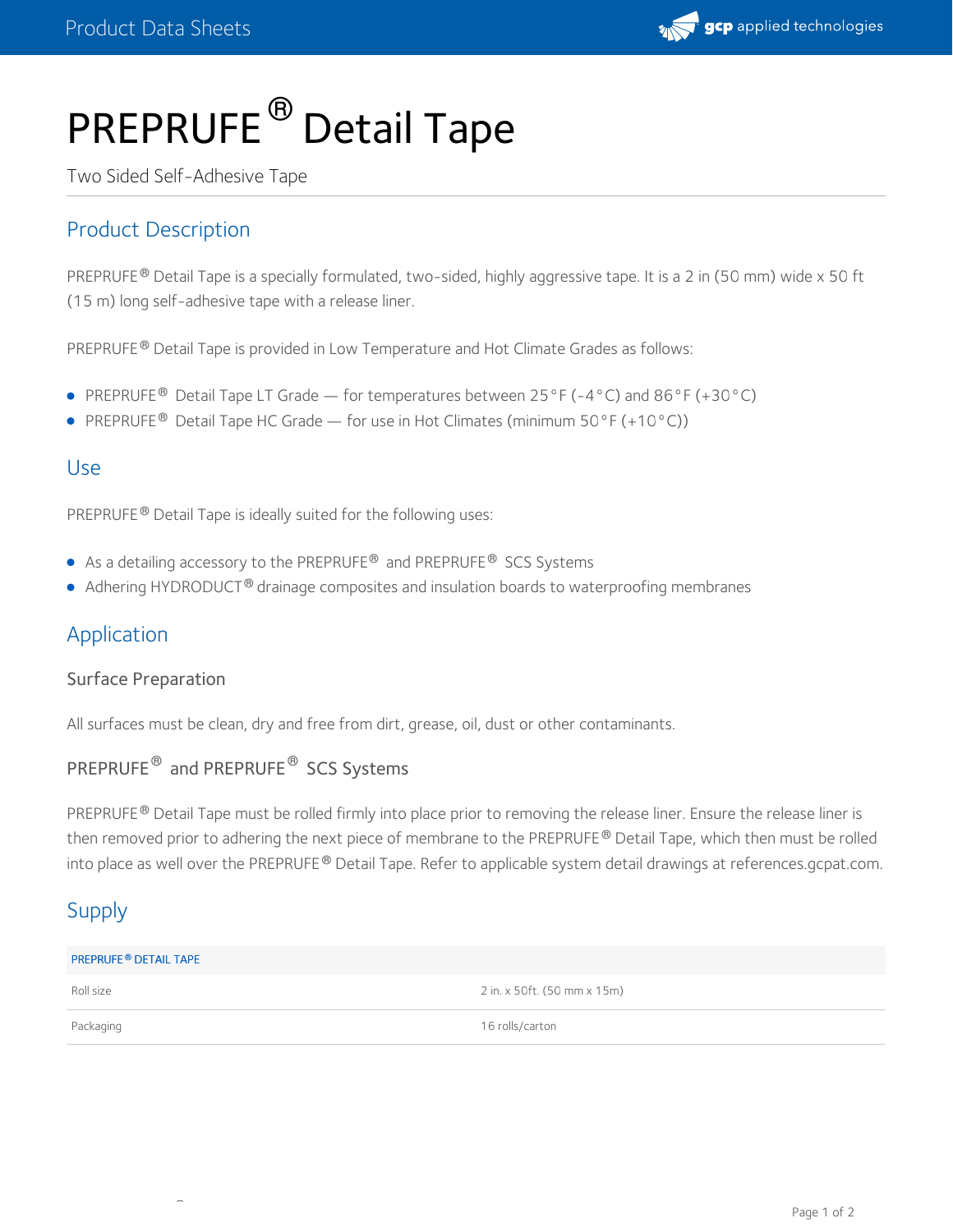# PREPRUFE® Detail Tape

Two Sided Self-Adhesive Tape

## Product Description

PREPRUFE® Detail Tape is a specially formulated, two-sided, highly aggressive tape. It is a 2 in (50 mm) wide x 50 ft (15 m) long self-adhesive tape with a release liner.

PREPRUFE® Detail Tape is provided in Low Temperature and Hot Climate Grades as follows:

- PREPRUFE® Detail Tape LT Grade — for temperatures between 25°F (-4°C) and 86°F (+30°C)
- PREPRUFE® Detail Tape HC Grade — for use in Hot Climates (minimum 50°F (+10°C))

## Use

PREPRUFE® Detail Tape is ideally suited for the following uses:

- As a detailing accessory to the PREPRUFE® and PREPRUFE® SCS Systems
- Adhering HYDRODUCT® drainage composites and insulation boards to waterproofing membranes

## Application

### Surface Preparation

All surfaces must be clean, dry and free from dirt, grease, oil, dust or other contaminants.

### PREPRUFE® and PREPRUFE® SCS Systems

PREPRUFE® Detail Tape must be rolled firmly into place prior to removing the release liner. Ensure the release liner is then removed prior to adhering the next piece of membrane to the PREPRUFE® Detail Tape, which then must be rolled into place as well over the PREPRUFE® Detail Tape. Refer to applicable system detail drawings at references.gcpat.com.

## Supply

| PREPRUFE® DETAIL TAPE | |
|---|---|
| Roll size | 2 in. x 50ft. (50 mm x 15m) |
| Packaging | 16 rolls/carton |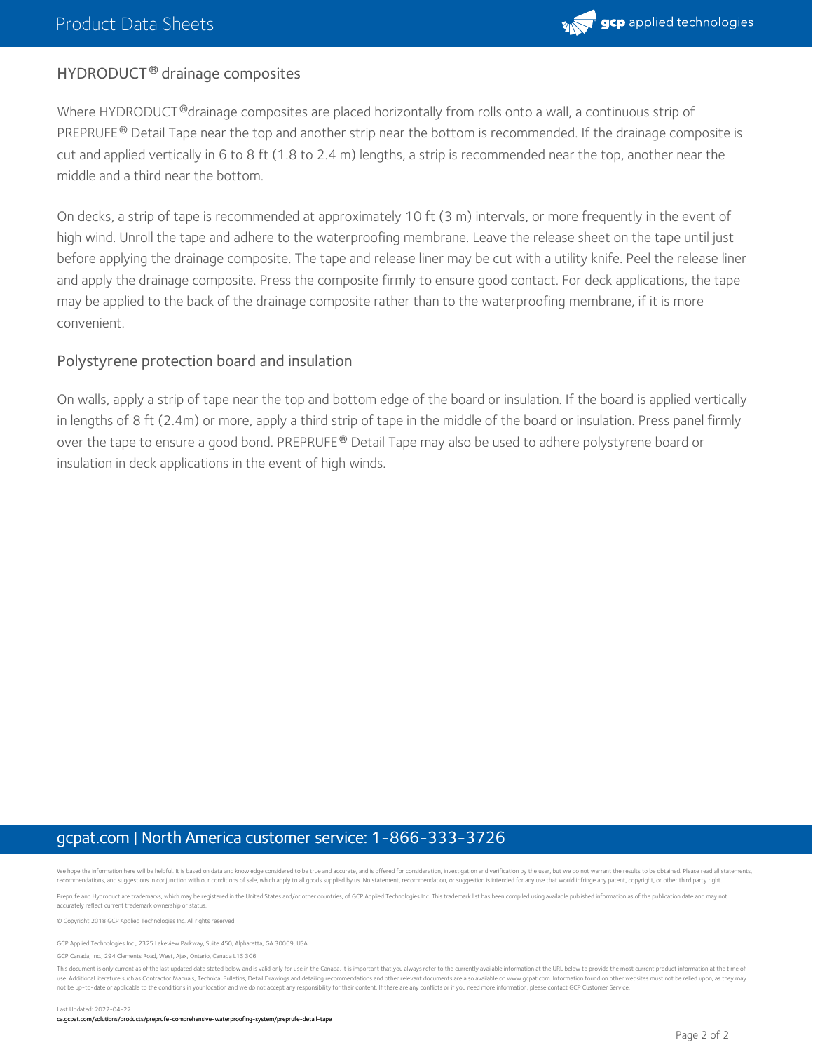## HYDRODUCT® drainage composites

Where HYDRODUCT®drainage composites are placed horizontally from rolls onto a wall, a continuous strip of PREPRUFE® Detail Tape near the top and another strip near the bottom is recommended. If the drainage composite is cut and applied vertically in 6 to 8 ft (1.8 to 2.4 m) lengths, a strip is recommended near the top, another near the middle and a third near the bottom.

On decks, a strip of tape is recommended at approximately 10 ft (3 m) intervals, or more frequently in the event of high wind. Unroll the tape and adhere to the waterproofing membrane. Leave the release sheet on the tape until just before applying the drainage composite. The tape and release liner may be cut with a utility knife. Peel the release liner and apply the drainage composite. Press the composite firmly to ensure good contact. For deck applications, the tape may be applied to the back of the drainage composite rather than to the waterproofing membrane, if it is more convenient.

## Polystyrene protection board and insulation

On walls, apply a strip of tape near the top and bottom edge of the board or insulation. If the board is applied vertically in lengths of 8 ft (2.4m) or more, apply a third strip of tape in the middle of the board or insulation. Press panel firmly over the tape to ensure a good bond. PREPRUFE® Detail Tape may also be used to adhere polystyrene board or insulation in deck applications in the event of high winds.

gcpat.com | North America customer service: 1-866-333-3726

We hope the information here will be helpful. It is based on data and knowledge considered to be true and accurate, and is offered for consideration, investigation and verification by the user, but we do not warrant the results to be obtained. Please read all statements, recommendations, and suggestions in conjunction with our conditions of sale, which apply to all goods supplied by us. No statement, recommendation, or suggestion is intended for any use that would infringe any patent, copyright, or other third party right.

Preprufe and Hydroduct are trademarks, which may be registered in the United States and/or other countries, of GCP Applied Technologies Inc. This trademark list has been compiled using available published information as of the publication date and may not accurately reflect current trademark ownership or status.

© Copyright 2018 GCP Applied Technologies Inc. All rights reserved.

GCP Applied Technologies Inc., 2325 Lakeview Parkway, Suite 450, Alpharetta, GA 30009, USA

GCP Canada, Inc., 294 Clements Road, West, Ajax, Ontario, Canada L1S 3C6.

This document is only current as of the last updated date stated below and is valid only for use in the Canada. It is important that you always refer to the currently available information at the URL below to provide the most current product information at the time of use. Additional literature such as Contractor Manuals, Technical Bulletins, Detail Drawings and detailing recommendations and other relevant documents are also available on www.gcpat.com. Information found on other websites must not be relied upon, as they may not be up-to-date or applicable to the conditions in your location and we do not accept any responsibility for their content. If there are any conflicts or if you need more information, please contact GCP Customer Service.

Last Updated: 2022-04-27
ca.gcpat.com/solutions/products/preprufe-comprehensive-waterproofing-system/preprufe-detail-tape